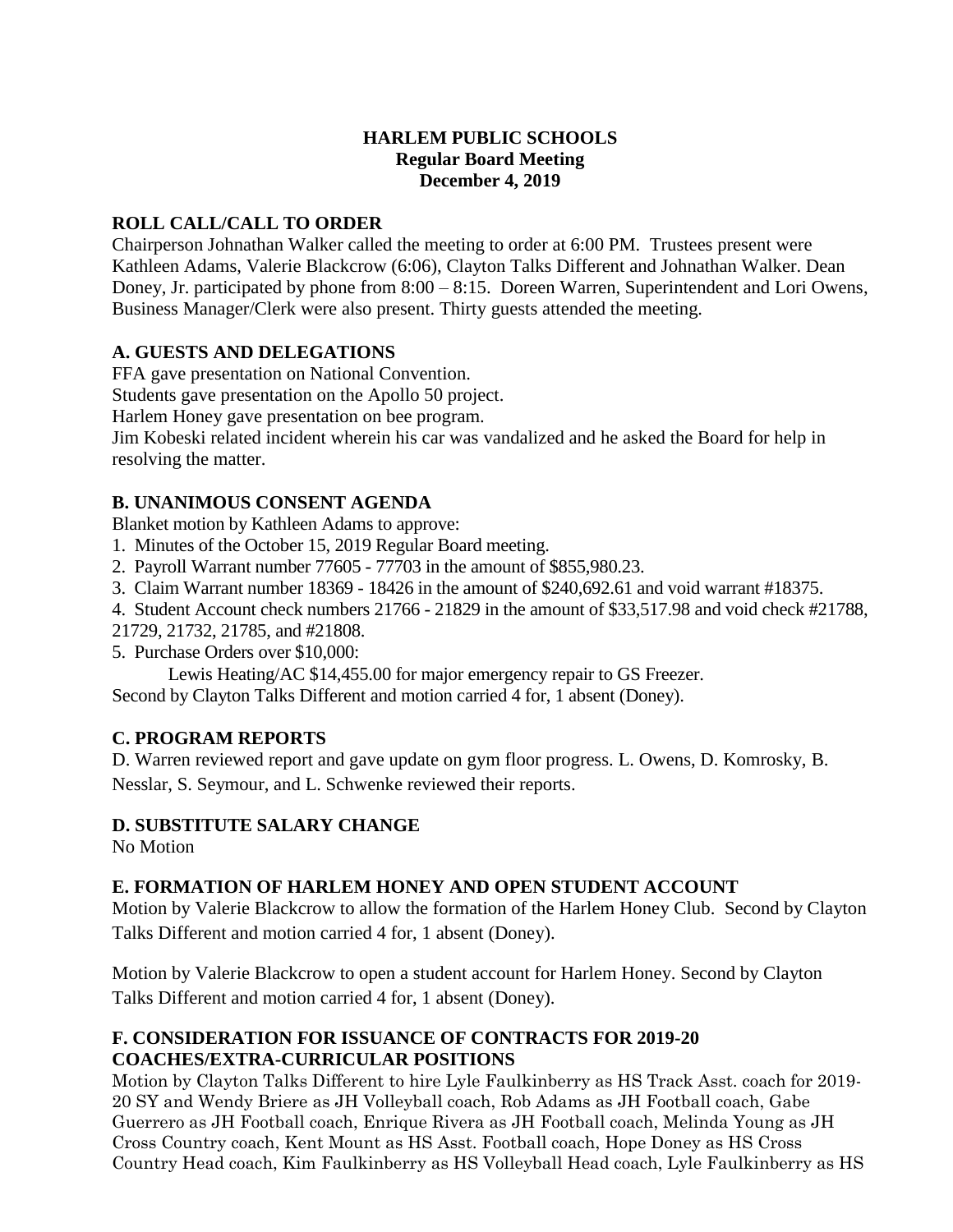# HARLEM PUBLIC SCHOOLS
## Regular Board Meeting
## December 4, 2019

## ROLL CALL/CALL TO ORDER

Chairperson Johnathan Walker called the meeting to order at 6:00 PM. Trustees present were Kathleen Adams, Valerie Blackcrow (6:06), Clayton Talks Different and Johnathan Walker. Dean Doney, Jr. participated by phone from 8:00 – 8:15. Doreen Warren, Superintendent and Lori Owens, Business Manager/Clerk were also present. Thirty guests attended the meeting.

## A. GUESTS AND DELEGATIONS

FFA gave presentation on National Convention.
Students gave presentation on the Apollo 50 project.
Harlem Honey gave presentation on bee program.
Jim Kobeski related incident wherein his car was vandalized and he asked the Board for help in resolving the matter.

## B. UNANIMOUS CONSENT AGENDA

Blanket motion by Kathleen Adams to approve:

1. Minutes of the October 15, 2019 Regular Board meeting.
2. Payroll Warrant number 77605 - 77703 in the amount of $855,980.23.
3. Claim Warrant number 18369 - 18426 in the amount of $240,692.61 and void warrant #18375.
4. Student Account check numbers 21766 - 21829 in the amount of $33,517.98 and void check #21788, 21729, 21732, 21785, and #21808.
5. Purchase Orders over $10,000:
   Lewis Heating/AC $14,455.00 for major emergency repair to GS Freezer.

Second by Clayton Talks Different and motion carried 4 for, 1 absent (Doney).

## C. PROGRAM REPORTS

D. Warren reviewed report and gave update on gym floor progress. L. Owens, D. Komrosky, B. Nesslar, S. Seymour, and L. Schwenke reviewed their reports.

## D. SUBSTITUTE SALARY CHANGE

No Motion

## E. FORMATION OF HARLEM HONEY AND OPEN STUDENT ACCOUNT

Motion by Valerie Blackcrow to allow the formation of the Harlem Honey Club. Second by Clayton Talks Different and motion carried 4 for, 1 absent (Doney).

Motion by Valerie Blackcrow to open a student account for Harlem Honey. Second by Clayton Talks Different and motion carried 4 for, 1 absent (Doney).

## F. CONSIDERATION FOR ISSUANCE OF CONTRACTS FOR 2019-20 COACHES/EXTRA-CURRICULAR POSITIONS

Motion by Clayton Talks Different to hire Lyle Faulkinberry as HS Track Asst. coach for 2019-20 SY and Wendy Briere as JH Volleyball coach, Rob Adams as JH Football coach, Gabe Guerrero as JH Football coach, Enrique Rivera as JH Football coach, Melinda Young as JH Cross Country coach, Kent Mount as HS Asst. Football coach, Hope Doney as HS Cross Country Head coach, Kim Faulkinberry as HS Volleyball Head coach, Lyle Faulkinberry as HS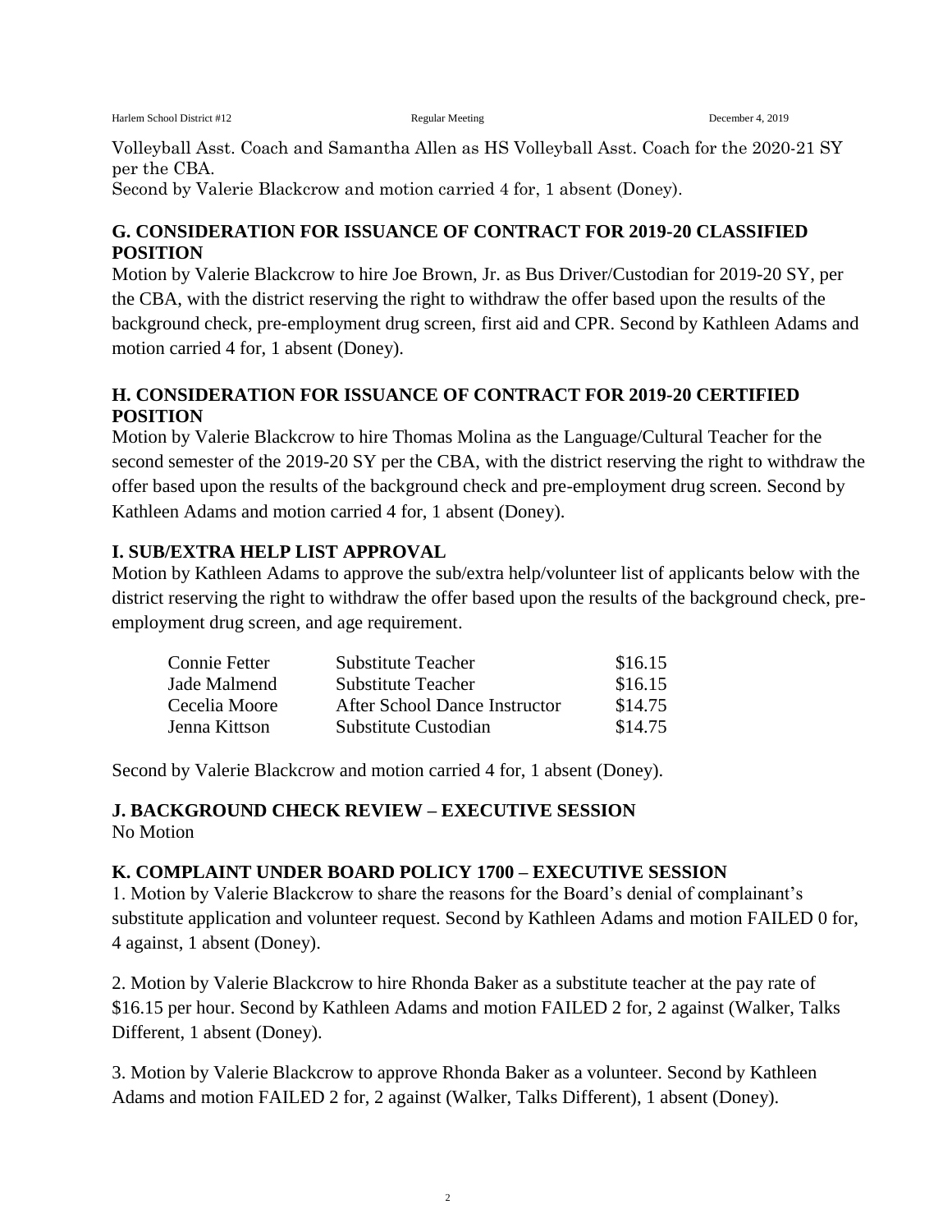Volleyball Asst. Coach and Samantha Allen as HS Volleyball Asst. Coach for the 2020-21 SY per the CBA.
Second by Valerie Blackcrow and motion carried 4 for, 1 absent (Doney).

### G. CONSIDERATION FOR ISSUANCE OF CONTRACT FOR 2019-20 CLASSIFIED POSITION

Motion by Valerie Blackcrow to hire Joe Brown, Jr. as Bus Driver/Custodian for 2019-20 SY, per the CBA, with the district reserving the right to withdraw the offer based upon the results of the background check, pre-employment drug screen, first aid and CPR. Second by Kathleen Adams and motion carried 4 for, 1 absent (Doney).

### H. CONSIDERATION FOR ISSUANCE OF CONTRACT FOR 2019-20 CERTIFIED POSITION

Motion by Valerie Blackcrow to hire Thomas Molina as the Language/Cultural Teacher for the second semester of the 2019-20 SY per the CBA, with the district reserving the right to withdraw the offer based upon the results of the background check and pre-employment drug screen. Second by Kathleen Adams and motion carried 4 for, 1 absent (Doney).

### I. SUB/EXTRA HELP LIST APPROVAL

Motion by Kathleen Adams to approve the sub/extra help/volunteer list of applicants below with the district reserving the right to withdraw the offer based upon the results of the background check, pre-employment drug screen, and age requirement.

| | | |
|---|---|---|
| Connie Fetter | Substitute Teacher | \$16.15 |
| Jade Malmend | Substitute Teacher | \$16.15 |
| Cecelia Moore | After School Dance Instructor | \$14.75 |
| Jenna Kittson | Substitute Custodian | \$14.75 |

Second by Valerie Blackcrow and motion carried 4 for, 1 absent (Doney).

### J. BACKGROUND CHECK REVIEW – EXECUTIVE SESSION

No Motion

### K. COMPLAINT UNDER BOARD POLICY 1700 – EXECUTIVE SESSION

1. Motion by Valerie Blackcrow to share the reasons for the Board's denial of complainant's substitute application and volunteer request. Second by Kathleen Adams and motion FAILED 0 for, 4 against, 1 absent (Doney).

2. Motion by Valerie Blackcrow to hire Rhonda Baker as a substitute teacher at the pay rate of \$16.15 per hour. Second by Kathleen Adams and motion FAILED 2 for, 2 against (Walker, Talks Different, 1 absent (Doney).

3. Motion by Valerie Blackcrow to approve Rhonda Baker as a volunteer. Second by Kathleen Adams and motion FAILED 2 for, 2 against (Walker, Talks Different), 1 absent (Doney).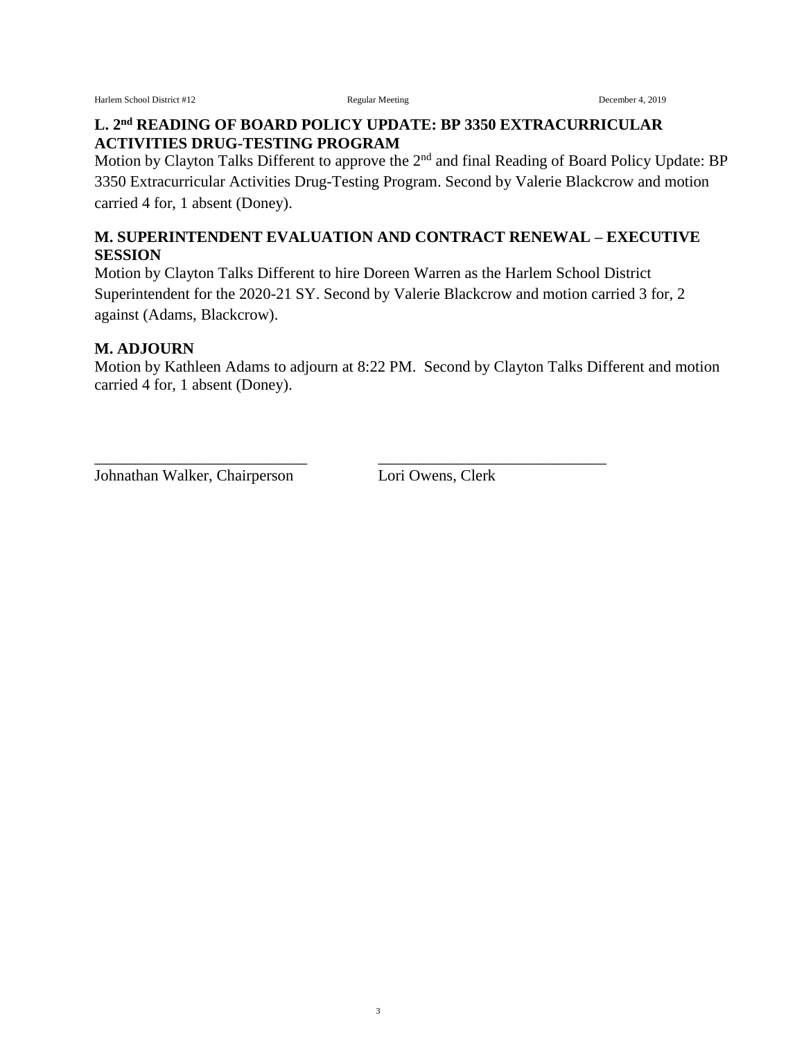## L. 2nd READING OF BOARD POLICY UPDATE: BP 3350 EXTRACURRICULAR ACTIVITIES DRUG-TESTING PROGRAM

Motion by Clayton Talks Different to approve the 2nd and final Reading of Board Policy Update: BP 3350 Extracurricular Activities Drug-Testing Program. Second by Valerie Blackcrow and motion carried 4 for, 1 absent (Doney).

## M. SUPERINTENDENT EVALUATION AND CONTRACT RENEWAL – EXECUTIVE SESSION

Motion by Clayton Talks Different to hire Doreen Warren as the Harlem School District Superintendent for the 2020-21 SY. Second by Valerie Blackcrow and motion carried 3 for, 2 against (Adams, Blackcrow).

## M. ADJOURN

Motion by Kathleen Adams to adjourn at 8:22 PM. Second by Clayton Talks Different and motion carried 4 for, 1 absent (Doney).

___________________________ ______________________________

Johnathan Walker, Chairperson Lori Owens, Clerk